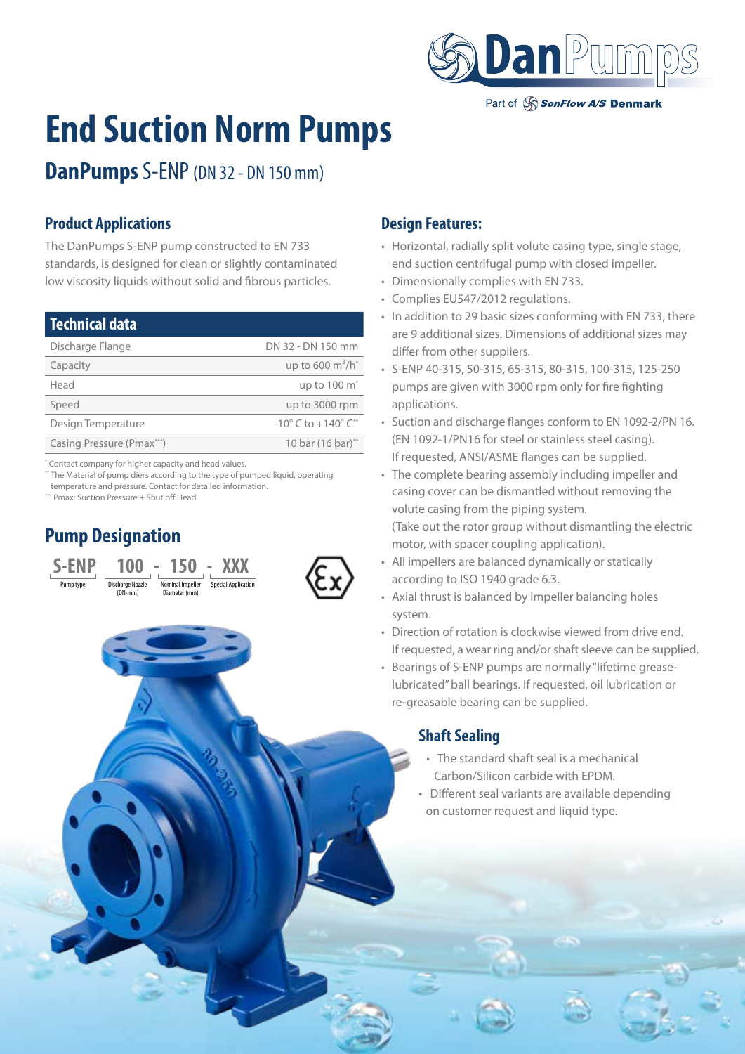# End Suction Norm Pumps

## DanPumps S-ENP (DN 32 - DN 150 mm)

### Product Applications

The DanPumps S-ENP pump constructed to EN 733 standards, is designed for clean or slightly contaminated low viscosity liquids without solid and fibrous particles.

| Technical data | |
|---|---|
| Discharge Flange | DN 32 - DN 150 mm |
| Capacity | up to 600 $m^3/h$* |
| Head | up to 100 m* |
| Speed | up to 3000 rpm |
| Design Temperature | -10° C to +140° C** |
| Casing Pressure (Pmax***) | 10 bar (16 bar)** |

* Contact company for higher capacity and head values.
** The Material of pump diers according to the type of pumped liquid, operating temperature and pressure. Contact for detailed information.
*** Pmax: Suction Pressure + Shut off Head

### Pump Designation

**S-ENP 100 - 150 - XXX**

- S-ENP: Pump type
- 100: Discharge Nozzle (DN-mm)
- 150: Nominal Impeller Diameter (mm)
- XXX: Special Application

### Design Features:

- Horizontal, radially split volute casing type, single stage, end suction centrifugal pump with closed impeller.
- Dimensionally complies with EN 733.
- Complies EU547/2012 regulations.
- In addition to 29 basic sizes conforming with EN 733, there are 9 additional sizes. Dimensions of additional sizes may differ from other suppliers.
- S-ENP 40-315, 50-315, 65-315, 80-315, 100-315, 125-250 pumps are given with 3000 rpm only for fire fighting applications.
- Suction and discharge flanges conform to EN 1092-2/PN 16. (EN 1092-1/PN16 for steel or stainless steel casing). If requested, ANSI/ASME flanges can be supplied.
- The complete bearing assembly including impeller and casing cover can be dismantled without removing the volute casing from the piping system. (Take out the rotor group without dismantling the electric motor, with spacer coupling application).
- All impellers are balanced dynamically or statically according to ISO 1940 grade 6.3.
- Axial thrust is balanced by impeller balancing holes system.
- Direction of rotation is clockwise viewed from drive end. If requested, a wear ring and/or shaft sleeve can be supplied.
- Bearings of S-ENP pumps are normally "lifetime grease-lubricated" ball bearings. If requested, oil lubrication or re-greasable bearing can be supplied.

### Shaft Sealing

- The standard shaft seal is a mechanical Carbon/Silicon carbide with EPDM.
- Different seal variants are available depending on customer request and liquid type.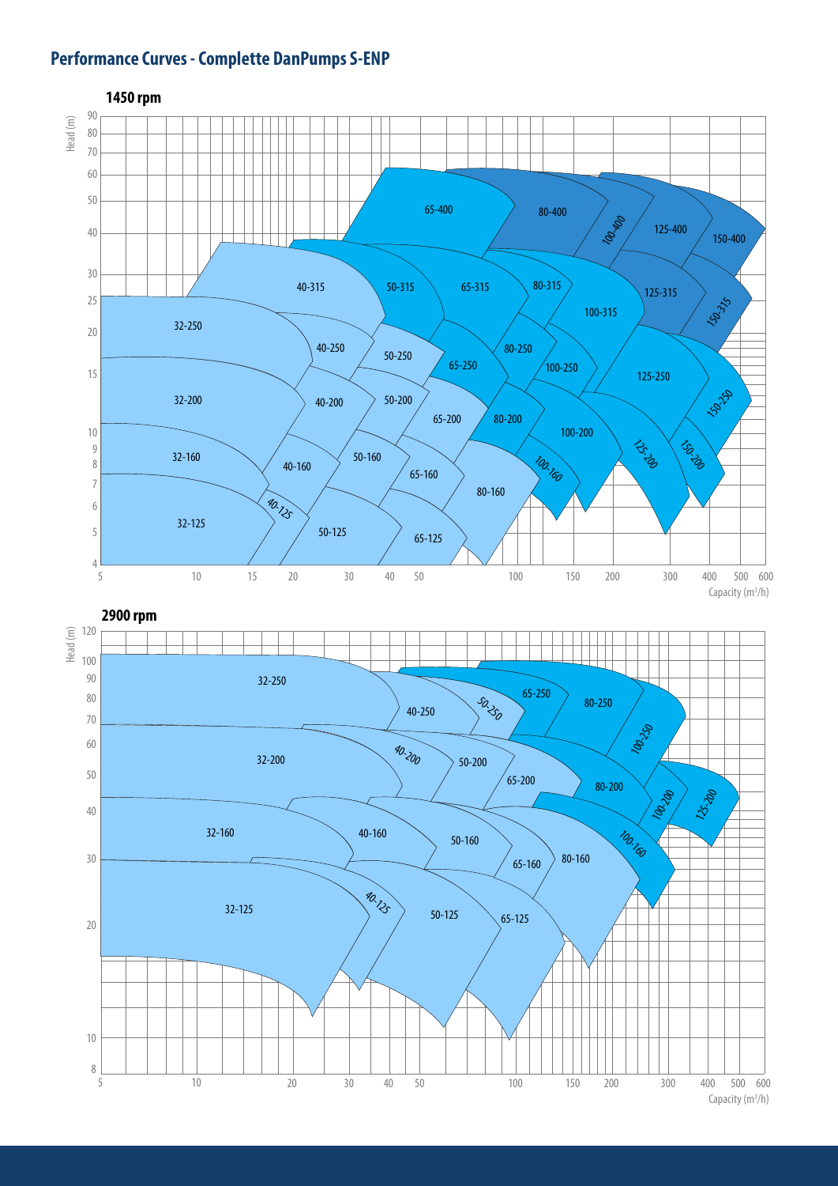# Performance Curves - Complette DanPumps S-ENP

## 1450 rpm

Head (m)

90, 80, 70, 60, 50, 40, 30, 25, 20, 15, 10, 9, 8, 7, 6, 5, 4

65-400, 80-400, 100-400, 125-400, 150-400, 40-315, 50-315, 65-315, 80-315, 100-315, 125-315, 150-315, 32-250, 40-250, 50-250, 65-250, 80-250, 100-250, 125-250, 150-250, 32-200, 40-200, 50-200, 65-200, 80-200, 100-200, 125-200, 150-200, 32-160, 40-160, 50-160, 65-160, 80-160, 100-160, 40-125, 32-125, 50-125, 65-125

5, 10, 15, 20, 30, 40, 50, 100, 150, 200, 300, 400, 500, 600

Capacity (m³/h)

## 2900 rpm

Head (m)

120, 100, 90, 80, 70, 60, 50, 40, 30, 20, 10, 8

32-250, 40-250, 50-250, 65-250, 80-250, 100-250, 32-200, 40-200, 50-200, 65-200, 80-200, 100-200, 125-200, 32-160, 40-160, 50-160, 65-160, 80-160, 100-160, 40-125, 32-125, 50-125, 65-125

5, 10, 20, 30, 40, 50, 100, 150, 200, 300, 400, 500, 600

Capacity (m³/h)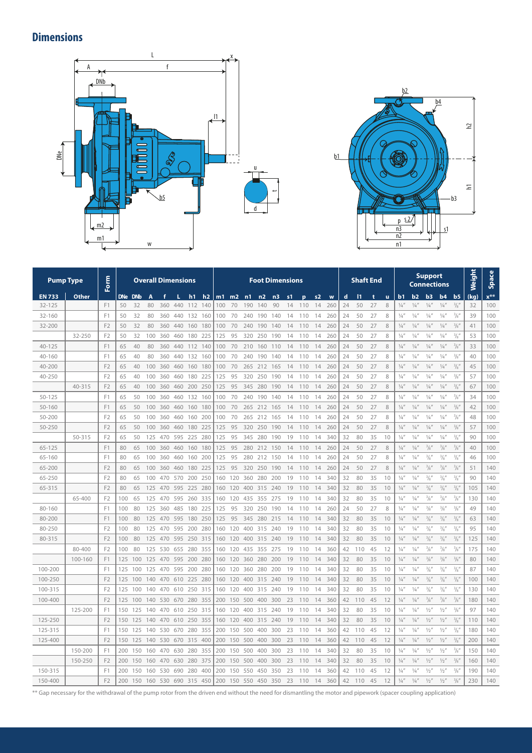## Dimensions

| Pump Type | | Form | Overall Dimensions | | | | | | | Foot Dimensions | | | | | | | | | Shaft End | | | | Support Connections | | | | | Weight | Space |
|---|---|---|---|---|---|---|---|---|---|---|---|---|---|---|---|---|---|---|---|---|---|---|---|---|---|---|---|---|---|
| EN 733 | Other | | DNe | DNb | A | f | L | h1 | h2 | m1 | m2 | n1 | n2 | n3 | s1 | p | s2 | w | d | l1 | t | u | b1 | b2 | b3 | b4 | b5 | (kg) | x** |
| 32-125 | | F1 | 50 | 32 | 80 | 360 | 440 | 112 | 140 | 100 | 70 | 190 | 140 | 90 | 14 | 110 | 14 | 260 | 24 | 50 | 27 | 8 | ¼" | ¼" | ¼" | ¼" | ⅜" | 32 | 100 |
| 32-160 | | F1 | 50 | 32 | 80 | 360 | 440 | 132 | 160 | 100 | 70 | 240 | 190 | 140 | 14 | 110 | 14 | 260 | 24 | 50 | 27 | 8 | ¼" | ¼" | ¼" | ¼" | ⅜" | 39 | 100 |
| 32-200 | | F2 | 50 | 32 | 80 | 360 | 440 | 160 | 180 | 100 | 70 | 240 | 190 | 140 | 14 | 110 | 14 | 260 | 24 | 50 | 27 | 8 | ¼" | ¼" | ¼" | ¼" | ⅜" | 41 | 100 |
| | 32-250 | F2 | 50 | 32 | 100 | 360 | 460 | 180 | 225 | 125 | 95 | 320 | 250 | 190 | 14 | 110 | 14 | 260 | 24 | 50 | 27 | 8 | ¼" | ¼" | ¼" | ¼" | ⅜" | 53 | 100 |
| 40-125 | | F1 | 65 | 40 | 80 | 360 | 440 | 112 | 140 | 100 | 70 | 210 | 160 | 110 | 14 | 110 | 14 | 260 | 24 | 50 | 27 | 8 | ¼" | ¼" | ¼" | ¼" | ⅜" | 33 | 100 |
| 40-160 | | F1 | 65 | 40 | 80 | 360 | 440 | 132 | 160 | 100 | 70 | 240 | 190 | 140 | 14 | 110 | 14 | 260 | 24 | 50 | 27 | 8 | ¼" | ¼" | ¼" | ¼" | ⅜" | 40 | 100 |
| 40-200 | | F2 | 65 | 40 | 100 | 360 | 460 | 160 | 180 | 100 | 70 | 265 | 212 | 165 | 14 | 110 | 14 | 260 | 24 | 50 | 27 | 8 | ¼" | ¼" | ¼" | ¼" | ⅜" | 45 | 100 |
| 40-250 | | F2 | 65 | 40 | 100 | 360 | 460 | 180 | 225 | 125 | 95 | 320 | 250 | 190 | 14 | 110 | 14 | 260 | 24 | 50 | 27 | 8 | ¼" | ¼" | ¼" | ¼" | ⅜" | 57 | 100 |
| | 40-315 | F2 | 65 | 40 | 100 | 360 | 460 | 200 | 250 | 125 | 95 | 345 | 280 | 190 | 14 | 110 | 14 | 260 | 24 | 50 | 27 | 8 | ¼" | ¼" | ¼" | ¼" | ⅜" | 67 | 100 |
| 50-125 | | F1 | 65 | 50 | 100 | 360 | 440 | 132 | 160 | 100 | 70 | 240 | 190 | 140 | 14 | 110 | 14 | 260 | 24 | 50 | 27 | 8 | ¼" | ¼" | ¼" | ¼" | ⅜" | 34 | 100 |
| 50-160 | | F1 | 65 | 50 | 100 | 360 | 460 | 160 | 180 | 100 | 70 | 265 | 212 | 165 | 14 | 110 | 14 | 260 | 24 | 50 | 27 | 8 | ¼" | ¼" | ¼" | ¼" | ⅜" | 42 | 100 |
| 50-200 | | F2 | 65 | 50 | 100 | 360 | 460 | 160 | 200 | 100 | 70 | 265 | 212 | 165 | 14 | 110 | 14 | 260 | 24 | 50 | 27 | 8 | ¼" | ¼" | ¼" | ¼" | ⅜" | 48 | 100 |
| 50-250 | | F2 | 65 | 50 | 100 | 360 | 460 | 180 | 225 | 125 | 95 | 320 | 250 | 190 | 14 | 110 | 14 | 260 | 24 | 50 | 27 | 8 | ¼" | ¼" | ¼" | ¼" | ⅜" | 57 | 100 |
| | 50-315 | F2 | 65 | 50 | 125 | 470 | 595 | 225 | 280 | 125 | 95 | 345 | 280 | 190 | 19 | 110 | 14 | 340 | 32 | 80 | 35 | 10 | ¼" | ¼" | ¼" | ¼" | ⅜" | 90 | 100 |
| 65-125 | | F1 | 80 | 65 | 100 | 360 | 460 | 160 | 180 | 125 | 95 | 280 | 212 | 150 | 14 | 110 | 14 | 260 | 24 | 50 | 27 | 8 | ¼" | ¼" | ⅜" | ⅜" | ⅜" | 40 | 100 |
| 65-160 | | F1 | 80 | 65 | 100 | 360 | 460 | 160 | 200 | 125 | 95 | 280 | 212 | 150 | 14 | 110 | 14 | 260 | 24 | 50 | 27 | 8 | ¼" | ¼" | ⅜" | ⅜" | ⅜" | 46 | 100 |
| 65-200 | | F2 | 80 | 65 | 100 | 360 | 460 | 180 | 225 | 125 | 95 | 320 | 250 | 190 | 14 | 110 | 14 | 260 | 24 | 50 | 27 | 8 | ¼" | ¼" | ⅜" | ⅜" | ⅜" | 51 | 140 |
| 65-250 | | F2 | 80 | 65 | 100 | 470 | 570 | 200 | 250 | 160 | 120 | 360 | 280 | 200 | 19 | 110 | 14 | 340 | 32 | 80 | 35 | 10 | ¼" | ¼" | ⅜" | ⅜" | ⅜" | 90 | 140 |
| 65-315 | | F2 | 80 | 65 | 125 | 470 | 595 | 225 | 280 | 160 | 120 | 400 | 315 | 240 | 19 | 110 | 14 | 340 | 32 | 80 | 35 | 10 | ¼" | ¼" | ⅜" | ⅜" | ⅜" | 105 | 140 |
| | 65-400 | F2 | 100 | 65 | 125 | 470 | 595 | 260 | 335 | 160 | 120 | 435 | 355 | 275 | 19 | 110 | 14 | 340 | 32 | 80 | 35 | 10 | ¼" | ¼" | ⅜" | ⅜" | ⅜" | 130 | 140 |
| 80-160 | | F1 | 100 | 80 | 125 | 360 | 485 | 180 | 225 | 125 | 95 | 320 | 250 | 190 | 14 | 110 | 14 | 260 | 24 | 50 | 27 | 8 | ¼" | ¼" | ⅜" | ⅜" | ⅜" | 49 | 140 |
| 80-200 | | F1 | 100 | 80 | 125 | 470 | 595 | 180 | 250 | 125 | 95 | 345 | 280 | 215 | 14 | 110 | 14 | 340 | 32 | 80 | 35 | 10 | ¼" | ¼" | ⅜" | ⅜" | ⅜" | 63 | 140 |
| 80-250 | | F2 | 100 | 80 | 125 | 470 | 595 | 200 | 280 | 160 | 120 | 400 | 315 | 240 | 19 | 110 | 14 | 340 | 32 | 80 | 35 | 10 | ¼" | ¼" | ⅜" | ⅜" | ⅜" | 95 | 140 |
| 80-315 | | F2 | 100 | 80 | 125 | 470 | 595 | 250 | 315 | 160 | 120 | 400 | 315 | 240 | 19 | 110 | 14 | 340 | 32 | 80 | 35 | 10 | ¼" | ¼" | ⅜" | ⅜" | ⅜" | 125 | 140 |
| | 80-400 | F2 | 100 | 80 | 125 | 530 | 655 | 280 | 355 | 160 | 120 | 435 | 355 | 275 | 19 | 110 | 14 | 360 | 42 | 110 | 45 | 12 | ¼" | ¼" | ⅜" | ⅜" | ⅜" | 175 | 140 |
| | 100-160 | F1 | 125 | 100 | 125 | 470 | 595 | 200 | 280 | 160 | 120 | 360 | 280 | 200 | 19 | 110 | 14 | 340 | 32 | 80 | 35 | 10 | ¼" | ¼" | ⅜" | ⅜" | ⅜" | 80 | 140 |
| 100-200 | | F1 | 125 | 100 | 125 | 470 | 595 | 200 | 280 | 160 | 120 | 360 | 280 | 200 | 19 | 110 | 14 | 340 | 32 | 80 | 35 | 10 | ¼" | ¼" | ⅜" | ⅜" | ⅜" | 87 | 140 |
| 100-250 | | F2 | 125 | 100 | 140 | 470 | 610 | 225 | 280 | 160 | 120 | 400 | 315 | 240 | 19 | 110 | 14 | 340 | 32 | 80 | 35 | 10 | ¼" | ¼" | ⅜" | ⅜" | ⅜" | 100 | 140 |
| 100-315 | | F2 | 125 | 100 | 140 | 470 | 610 | 250 | 315 | 160 | 120 | 400 | 315 | 240 | 19 | 110 | 14 | 340 | 32 | 80 | 35 | 10 | ¼" | ¼" | ⅜" | ⅜" | ⅜" | 130 | 140 |
| 100-400 | | F2 | 125 | 100 | 140 | 530 | 670 | 280 | 355 | 200 | 150 | 500 | 400 | 300 | 23 | 110 | 14 | 360 | 42 | 110 | 45 | 12 | ¼" | ¼" | ⅜" | ⅜" | ⅜" | 180 | 140 |
| | 125-200 | F1 | 150 | 125 | 140 | 470 | 610 | 250 | 315 | 160 | 120 | 400 | 315 | 240 | 19 | 110 | 14 | 340 | 32 | 80 | 35 | 10 | ¼" | ¼" | ½" | ½" | ⅜" | 97 | 140 |
| 125-250 | | F2 | 150 | 125 | 140 | 470 | 610 | 250 | 355 | 160 | 120 | 400 | 315 | 240 | 19 | 110 | 14 | 340 | 32 | 80 | 35 | 10 | ¼" | ¼" | ½" | ½" | ⅜" | 110 | 140 |
| 125-315 | | F1 | 150 | 125 | 140 | 530 | 670 | 280 | 355 | 200 | 150 | 500 | 400 | 300 | 23 | 110 | 14 | 360 | 42 | 110 | 45 | 12 | ¼" | ¼" | ½" | ½" | ⅜" | 180 | 140 |
| 125-400 | | F2 | 150 | 125 | 140 | 530 | 670 | 315 | 400 | 200 | 150 | 500 | 400 | 300 | 23 | 110 | 14 | 360 | 42 | 110 | 45 | 12 | ¼" | ¼" | ½" | ½" | ⅜" | 200 | 140 |
| | 150-200 | F1 | 200 | 150 | 160 | 470 | 630 | 280 | 355 | 200 | 150 | 500 | 400 | 300 | 23 | 110 | 14 | 340 | 32 | 80 | 35 | 10 | ¼" | ¼" | ½" | ½" | ⅜" | 150 | 140 |
| | 150-250 | F2 | 200 | 150 | 160 | 470 | 630 | 280 | 375 | 200 | 150 | 500 | 400 | 300 | 23 | 110 | 14 | 340 | 32 | 80 | 35 | 10 | ¼" | ¼" | ½" | ½" | ⅜" | 160 | 140 |
| 150-315 | | F1 | 200 | 150 | 160 | 530 | 690 | 280 | 400 | 200 | 150 | 550 | 450 | 350 | 23 | 110 | 14 | 360 | 42 | 110 | 45 | 12 | ¼" | ¼" | ½" | ½" | ⅜" | 190 | 140 |
| 150-400 | | F2 | 200 | 150 | 160 | 530 | 690 | 315 | 450 | 200 | 150 | 550 | 450 | 350 | 23 | 110 | 14 | 360 | 42 | 110 | 45 | 12 | ¼" | ¼" | ½" | ½" | ⅜" | 230 | 140 |

** Gap necessary for the withdrawal of the pump rotor from the driven end without the need for dismantling the motor and pipework (spacer coupling application)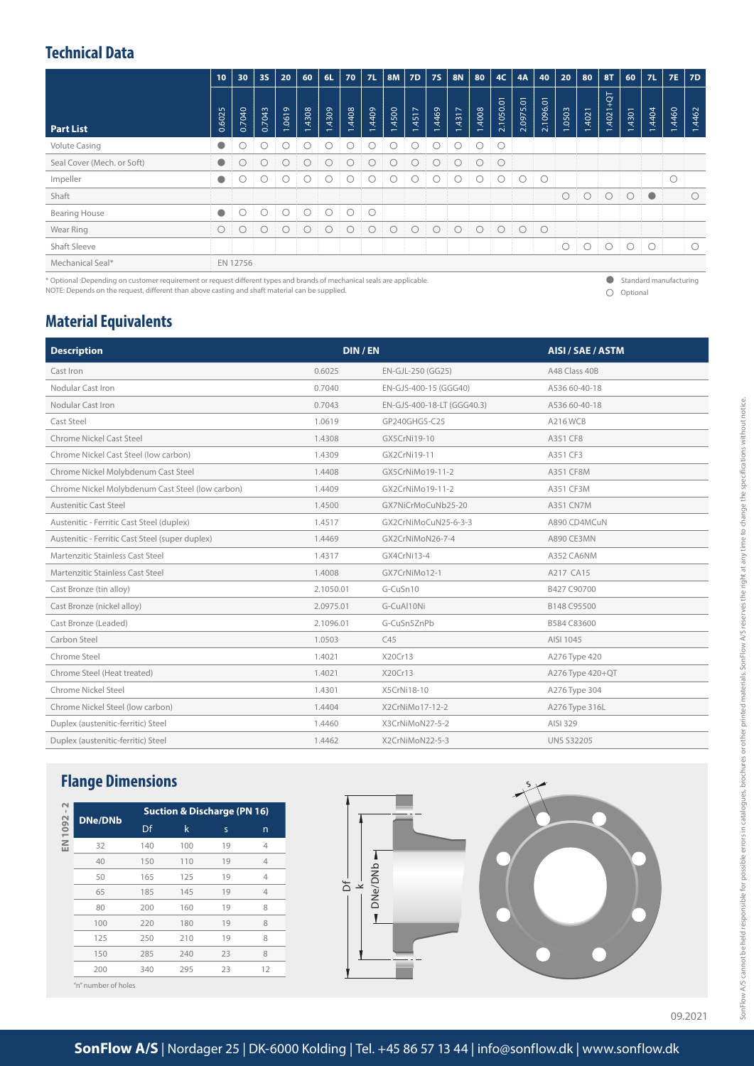## Technical Data

| Part List | 10 | 30 | 35 | 20 | 60 | 6L | 70 | 7L | 8M | 7D | 7S | 8N | 80 | 4C | 4A | 40 | 20 | 80 | 8T | 60 | 7L | 7E | 7D |
|---|---|---|---|---|---|---|---|---|---|---|---|---|---|---|---|---|---|---|---|---|---|---|---|
| | 0.6025 | 0.7040 | 0.7043 | 1.0619 | 1.4308 | 1.4309 | 1.4408 | 1.4409 | 1.4500 | 1.4517 | 1.4469 | 1.4317 | 1.4008 | 2.1050.01 | 2.0975.01 | 2.1096.01 | 1.0503 | 1.4021 | 1.4021+QT | 1.4301 | 1.4404 | 1.4460 | 1.4462 |
| Volute Casing | ● | ○ | ○ | ○ | ○ | ○ | ○ | ○ | ○ | ○ | ○ | ○ | ○ | ○ | | | | | | | | | |
| Seal Cover (Mech. or Soft) | ● | ○ | ○ | ○ | ○ | ○ | ○ | ○ | ○ | ○ | ○ | ○ | ○ | ○ | | | | | | | | | |
| Impeller | ● | ○ | ○ | ○ | ○ | ○ | ○ | ○ | ○ | ○ | ○ | ○ | ○ | ○ | ○ | ○ | | | | | | ○ | |
| Shaft | | | | | | | | | | | | | | | | | ○ | ○ | ○ | ○ | ● | | ○ |
| Bearing House | ● | ○ | ○ | ○ | ○ | ○ | ○ | ○ | | | | | | | | | | | | | | | |
| Wear Ring | ○ | ○ | ○ | ○ | ○ | ○ | ○ | ○ | ○ | ○ | ○ | ○ | ○ | ○ | ○ | ○ | | | | | | | |
| Shaft Sleeve | | | | | | | | | | | | | | | | | ○ | ○ | ○ | ○ | ○ | | ○ |
| Mechanical Seal* | EN 12756 | | | | | | | | | | | | | | | | | | | | | | |

* Optional :Depending on customer requirement or request different types and brands of mechanical seals are applicable.
NOTE: Depends on the request, different than above casting and shaft material can be supplied.

● Standard manufacturing
○ Optional

## Material Equivalents

| Description | DIN / EN | | AISI / SAE / ASTM |
|---|---|---|---|
| Cast Iron | 0.6025 | EN-GJL-250 (GG25) | A48 Class 40B |
| Nodular Cast Iron | 0.7040 | EN-GJS-400-15 (GGG40) | A536 60-40-18 |
| Nodular Cast Iron | 0.7043 | EN-GJS-400-18-LT (GGG40.3) | A536 60-40-18 |
| Cast Steel | 1.0619 | GP240GHGS-C25 | A216 WCB |
| Chrome Nickel Cast Steel | 1.4308 | GX5CrNi19-10 | A351 CF8 |
| Chrome Nickel Cast Steel (low carbon) | 1.4309 | GX2CrNi19-11 | A351 CF3 |
| Chrome Nickel Molybdenum Cast Steel | 1.4408 | GX5CrNiMo19-11-2 | A351 CF8M |
| Chrome Nickel Molybdenum Cast Steel (low carbon) | 1.4409 | GX2CrNiMo19-11-2 | A351 CF3M |
| Austenitic Cast Steel | 1.4500 | GX7NiCrMoCuNb25-20 | A351 CN7M |
| Austenitic - Ferritic Cast Steel (duplex) | 1.4517 | GX2CrNiMoCuN25-6-3-3 | A890 CD4MCuN |
| Austenitic - Ferritic Cast Steel (super duplex) | 1.4469 | GX2CrNiMoN26-7-4 | A890 CE3MN |
| Martenzitic Stainless Cast Steel | 1.4317 | GX4CrNi13-4 | A352 CA6NM |
| Martenzitic Stainless Cast Steel | 1.4008 | GX7CrNiMo12-1 | A217 CA15 |
| Cast Bronze (tin alloy) | 2.1050.01 | G-CuSn10 | B427 C90700 |
| Cast Bronze (nickel alloy) | 2.0975.01 | G-CuAl10Ni | B148 C95500 |
| Cast Bronze (Leaded) | 2.1096.01 | G-CuSn5ZnPb | B584 C83600 |
| Carbon Steel | 1.0503 | C45 | AISI 1045 |
| Chrome Steel | 1.4021 | X20Cr13 | A276 Type 420 |
| Chrome Steel (Heat treated) | 1.4021 | X20Cr13 | A276 Type 420+QT |
| Chrome Nickel Steel | 1.4301 | X5CrNi18-10 | A276 Type 304 |
| Chrome Nickel Steel (low carbon) | 1.4404 | X2CrNiMo17-12-2 | A276 Type 316L |
| Duplex (austenitic-ferritic) Steel | 1.4460 | X3CrNiMoN27-5-2 | AISI 329 |
| Duplex (austenitic-ferritic) Steel | 1.4462 | X2CrNiMoN22-5-3 | UNS S32205 |

## Flange Dimensions

EN 1092 - 2

| DNe/DNb | Suction & Discharge (PN 16) | | | |
|---|---|---|---|---|
| | Df | k | s | n |
| 32 | 140 | 100 | 19 | 4 |
| 40 | 150 | 110 | 19 | 4 |
| 50 | 165 | 125 | 19 | 4 |
| 65 | 185 | 145 | 19 | 4 |
| 80 | 200 | 160 | 19 | 8 |
| 100 | 220 | 180 | 19 | 8 |
| 125 | 250 | 210 | 19 | 8 |
| 150 | 285 | 240 | 23 | 8 |
| 200 | 340 | 295 | 23 | 12 |

"n" number of holes

Df
k
DNe/DNb
s

SonFlow A/S cannot be held responsible for possible errors in catalogues, brochures or other printed materials. SonFlow A/S reserves the right at any time to change the specifications without notice.

09.2021